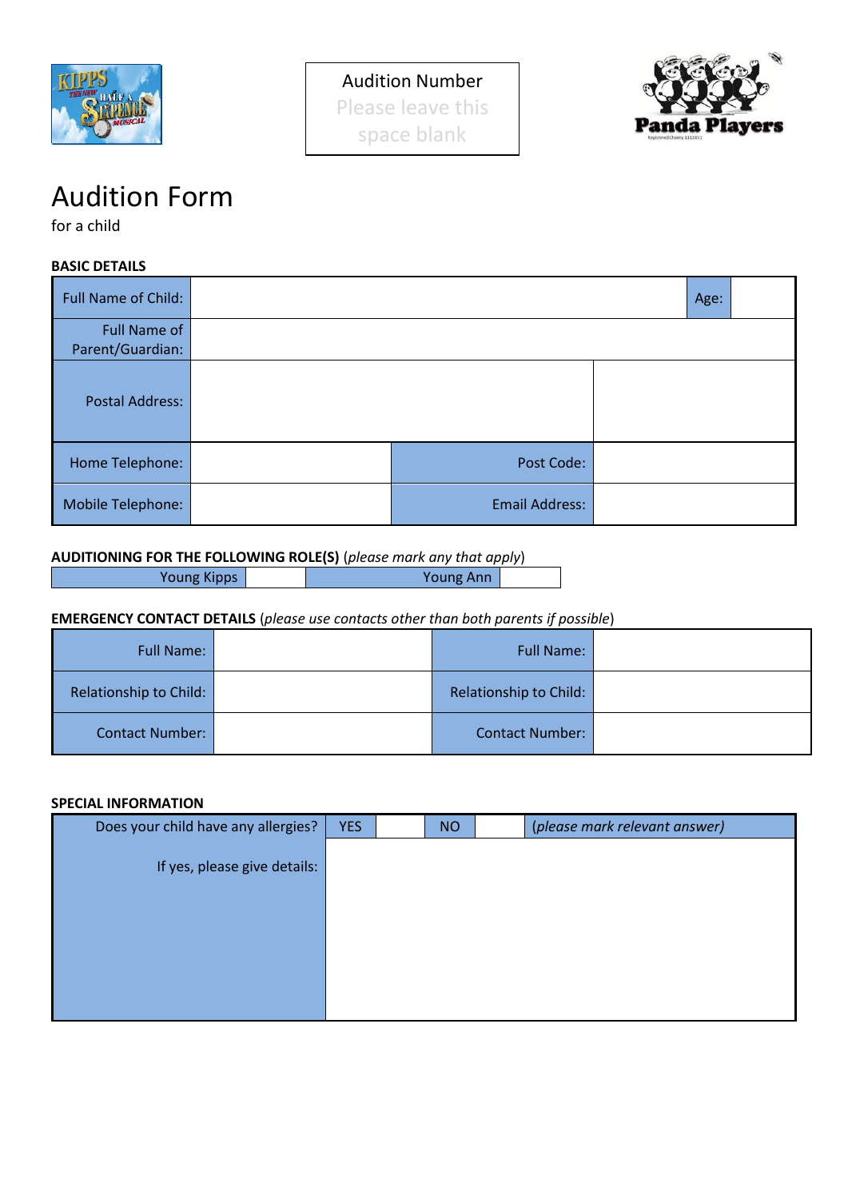| Audition Number |
| --- |
| Please leave this space blank |

Panda Players

# Audition Form

for a child

**BASIC DETAILS**

| Full Name of Child: | | | Age: | |
| --- | --- | --- | --- | --- |
| Full Name of Parent/Guardian: | | | | |
| Postal Address: | | | | |
| Home Telephone: | | Post Code: | | |
| Mobile Telephone: | | Email Address: | | |

**AUDITIONING FOR THE FOLLOWING ROLE(S)** (*please mark any that apply*)

| Young Kipps | | Young Ann | |
| --- | --- | --- | --- |

**EMERGENCY CONTACT DETAILS** (*please use contacts other than both parents if possible*)

| Full Name: | | Full Name: | |
| --- | --- | --- | --- |
| Relationship to Child: | | Relationship to Child: | |
| Contact Number: | | Contact Number: | |

**SPECIAL INFORMATION**

| Does your child have any allergies? | YES | | NO | | *(please mark relevant answer)* |
| --- | --- | --- | --- | --- | --- |
| If yes, please give details: | | | | | |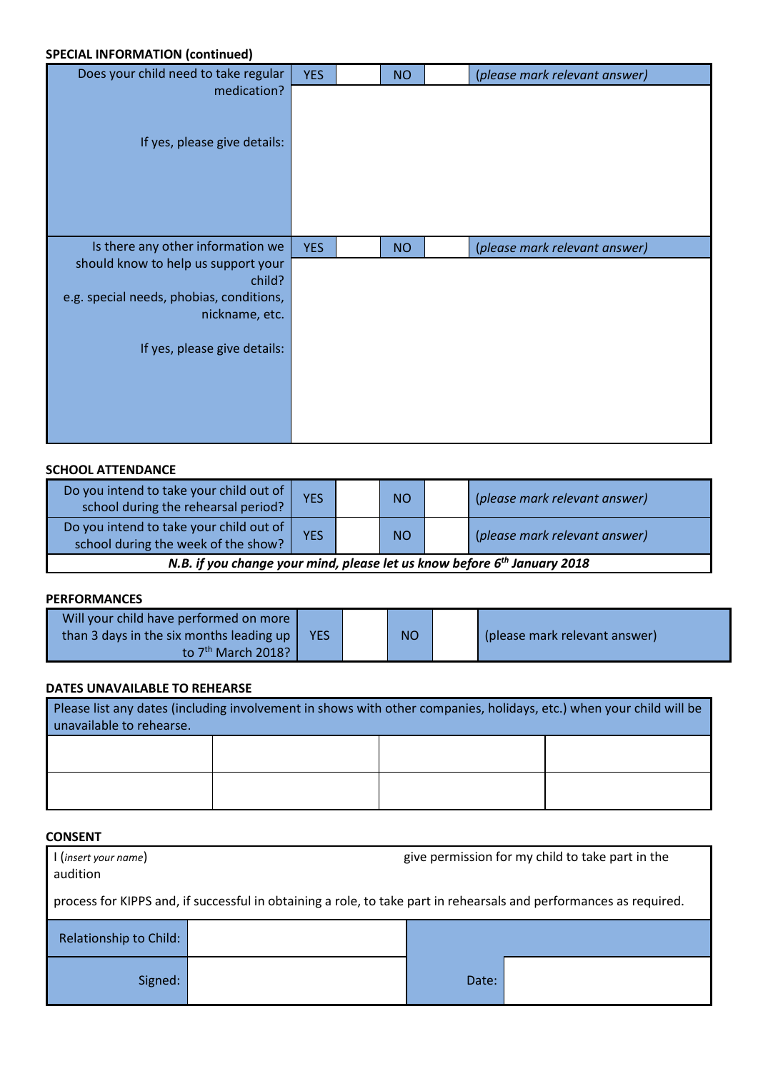**SPECIAL INFORMATION (continued)**

| | | | | | |
|---|---|---|---|---|---|
| Does your child need to take regular medication? | YES | | NO | | (*please mark relevant answer)* |
| If yes, please give details: | | | | | |
| Is there any other information we should know to help us support your child? e.g. special needs, phobias, conditions, nickname, etc. | YES | | NO | | (*please mark relevant answer)* |
| If yes, please give details: | | | | | |

**SCHOOL ATTENDANCE**

| | | | | | |
|---|---|---|---|---|---|
| Do you intend to take your child out of school during the rehearsal period? | YES | | NO | | (*please mark relevant answer)* |
| Do you intend to take your child out of school during the week of the show? | YES | | NO | | (*please mark relevant answer)* |
| ***N.B. if you change your mind, please let us know before 6th January 2018*** | | | | | |

**PERFORMANCES**

| | | | | | |
|---|---|---|---|---|---|
| Will your child have performed on more than 3 days in the six months leading up to 7th March 2018? | YES | | NO | | (please mark relevant answer) |

**DATES UNAVAILABLE TO REHEARSE**

| | | | |
|---|---|---|---|
| Please list any dates (including involvement in shows with other companies, holidays, etc.) when your child will be unavailable to rehearse. | | | |
| | | | |
| | | | |

**CONSENT**

I (*insert your name*) give permission for my child to take part in the audition

process for KIPPS and, if successful in obtaining a role, to take part in rehearsals and performances as required.

| | | | |
|---|---|---|---|
| Relationship to Child: | | | |
| Signed: | | Date: | |